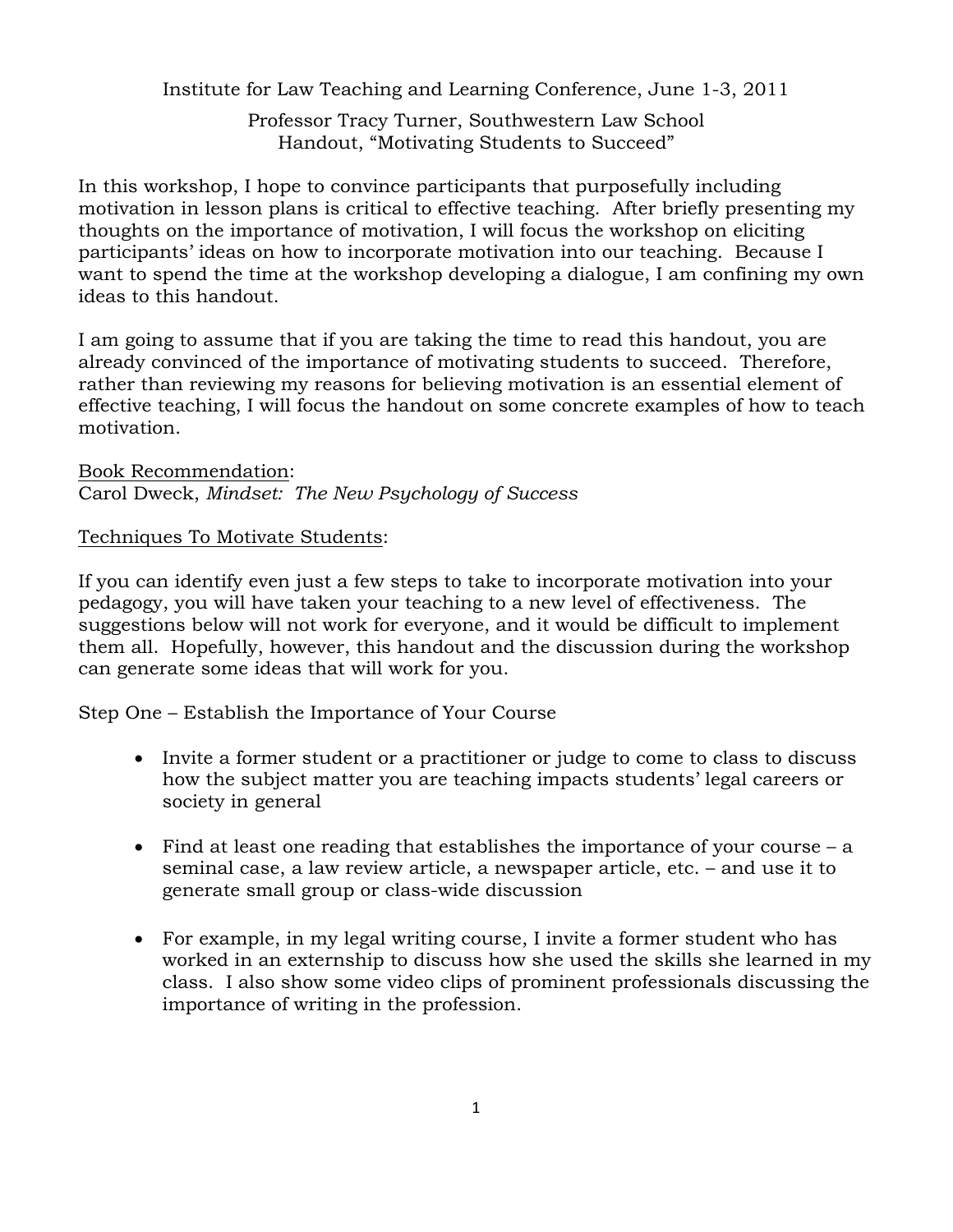Institute for Law Teaching and Learning Conference, June 1-3, 2011

Professor Tracy Turner, Southwestern Law School
Handout, "Motivating Students to Succeed"

In this workshop, I hope to convince participants that purposefully including motivation in lesson plans is critical to effective teaching. After briefly presenting my thoughts on the importance of motivation, I will focus the workshop on eliciting participants' ideas on how to incorporate motivation into our teaching. Because I want to spend the time at the workshop developing a dialogue, I am confining my own ideas to this handout.

I am going to assume that if you are taking the time to read this handout, you are already convinced of the importance of motivating students to succeed. Therefore, rather than reviewing my reasons for believing motivation is an essential element of effective teaching, I will focus the handout on some concrete examples of how to teach motivation.

<u>Book Recommendation</u>:
Carol Dweck, *Mindset: The New Psychology of Success*

<u>Techniques To Motivate Students</u>:

If you can identify even just a few steps to take to incorporate motivation into your pedagogy, you will have taken your teaching to a new level of effectiveness. The suggestions below will not work for everyone, and it would be difficult to implement them all. Hopefully, however, this handout and the discussion during the workshop can generate some ideas that will work for you.

Step One – Establish the Importance of Your Course

- Invite a former student or a practitioner or judge to come to class to discuss how the subject matter you are teaching impacts students' legal careers or society in general

- Find at least one reading that establishes the importance of your course – a seminal case, a law review article, a newspaper article, etc. – and use it to generate small group or class-wide discussion

- For example, in my legal writing course, I invite a former student who has worked in an externship to discuss how she used the skills she learned in my class. I also show some video clips of prominent professionals discussing the importance of writing in the profession.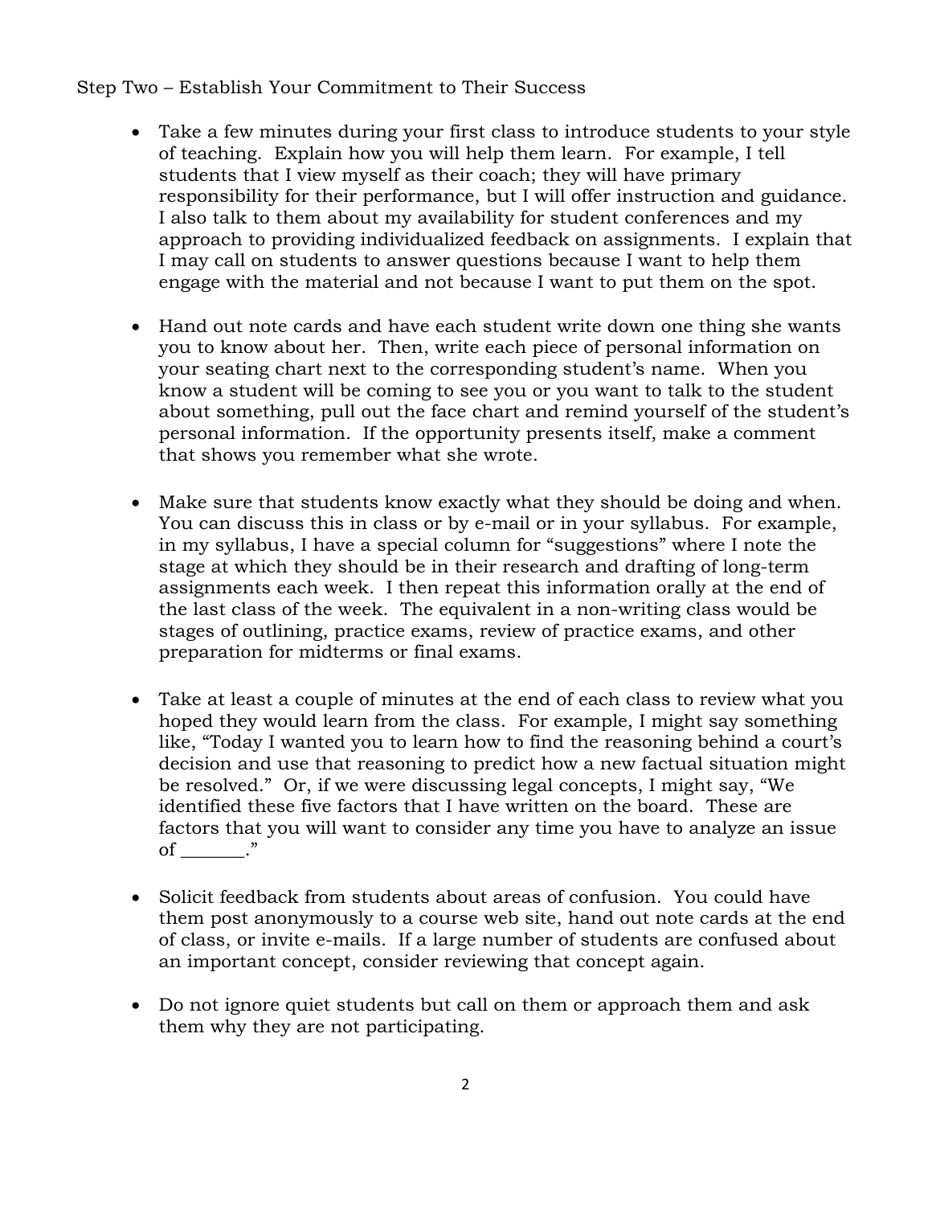Step Two – Establish Your Commitment to Their Success

- Take a few minutes during your first class to introduce students to your style of teaching. Explain how you will help them learn. For example, I tell students that I view myself as their coach; they will have primary responsibility for their performance, but I will offer instruction and guidance. I also talk to them about my availability for student conferences and my approach to providing individualized feedback on assignments. I explain that I may call on students to answer questions because I want to help them engage with the material and not because I want to put them on the spot.

- Hand out note cards and have each student write down one thing she wants you to know about her. Then, write each piece of personal information on your seating chart next to the corresponding student's name. When you know a student will be coming to see you or you want to talk to the student about something, pull out the face chart and remind yourself of the student's personal information. If the opportunity presents itself, make a comment that shows you remember what she wrote.

- Make sure that students know exactly what they should be doing and when. You can discuss this in class or by e-mail or in your syllabus. For example, in my syllabus, I have a special column for "suggestions" where I note the stage at which they should be in their research and drafting of long-term assignments each week. I then repeat this information orally at the end of the last class of the week. The equivalent in a non-writing class would be stages of outlining, practice exams, review of practice exams, and other preparation for midterms or final exams.

- Take at least a couple of minutes at the end of each class to review what you hoped they would learn from the class. For example, I might say something like, "Today I wanted you to learn how to find the reasoning behind a court's decision and use that reasoning to predict how a new factual situation might be resolved." Or, if we were discussing legal concepts, I might say, "We identified these five factors that I have written on the board. These are factors that you will want to consider any time you have to analyze an issue of _______."

- Solicit feedback from students about areas of confusion. You could have them post anonymously to a course web site, hand out note cards at the end of class, or invite e-mails. If a large number of students are confused about an important concept, consider reviewing that concept again.

- Do not ignore quiet students but call on them or approach them and ask them why they are not participating.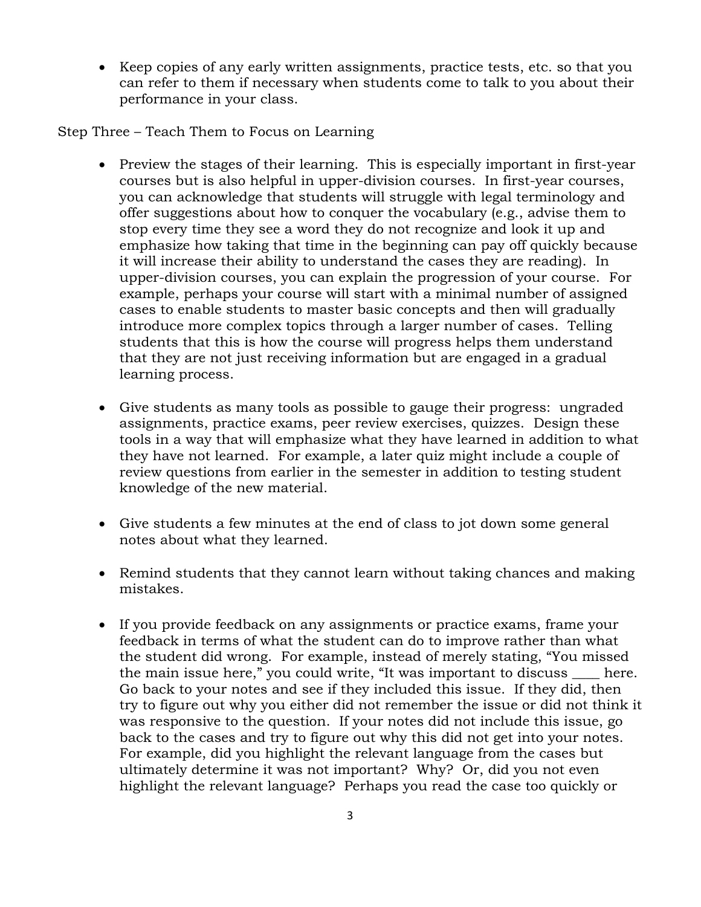- Keep copies of any early written assignments, practice tests, etc. so that you can refer to them if necessary when students come to talk to you about their performance in your class.

Step Three – Teach Them to Focus on Learning

- Preview the stages of their learning. This is especially important in first-year courses but is also helpful in upper-division courses. In first-year courses, you can acknowledge that students will struggle with legal terminology and offer suggestions about how to conquer the vocabulary (e.g., advise them to stop every time they see a word they do not recognize and look it up and emphasize how taking that time in the beginning can pay off quickly because it will increase their ability to understand the cases they are reading). In upper-division courses, you can explain the progression of your course. For example, perhaps your course will start with a minimal number of assigned cases to enable students to master basic concepts and then will gradually introduce more complex topics through a larger number of cases. Telling students that this is how the course will progress helps them understand that they are not just receiving information but are engaged in a gradual learning process.

- Give students as many tools as possible to gauge their progress: ungraded assignments, practice exams, peer review exercises, quizzes. Design these tools in a way that will emphasize what they have learned in addition to what they have not learned. For example, a later quiz might include a couple of review questions from earlier in the semester in addition to testing student knowledge of the new material.

- Give students a few minutes at the end of class to jot down some general notes about what they learned.

- Remind students that they cannot learn without taking chances and making mistakes.

- If you provide feedback on any assignments or practice exams, frame your feedback in terms of what the student can do to improve rather than what the student did wrong. For example, instead of merely stating, "You missed the main issue here," you could write, "It was important to discuss ____ here. Go back to your notes and see if they included this issue. If they did, then try to figure out why you either did not remember the issue or did not think it was responsive to the question. If your notes did not include this issue, go back to the cases and try to figure out why this did not get into your notes. For example, did you highlight the relevant language from the cases but ultimately determine it was not important? Why? Or, did you not even highlight the relevant language? Perhaps you read the case too quickly or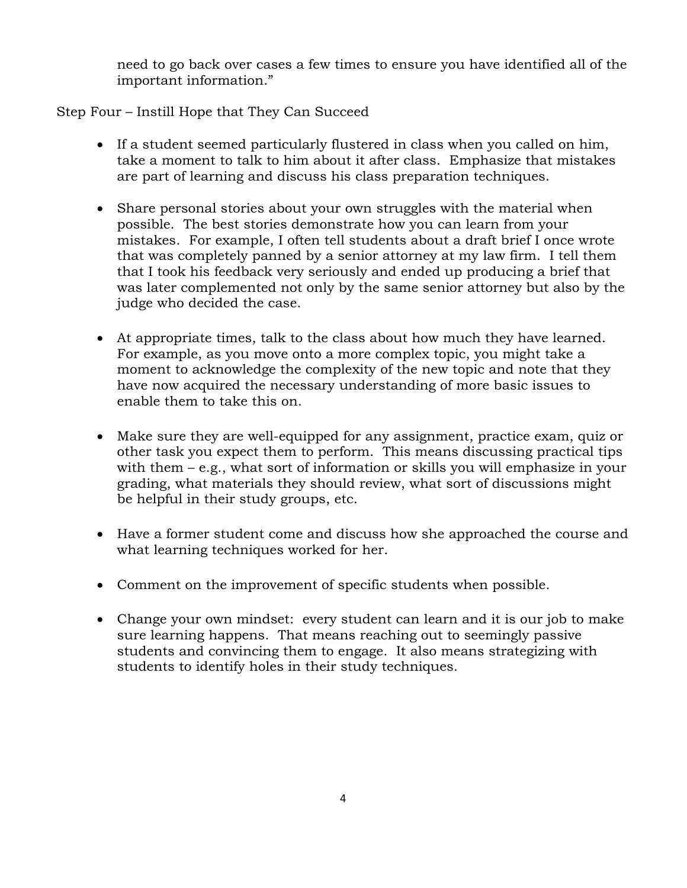need to go back over cases a few times to ensure you have identified all of the important information."

Step Four – Instill Hope that They Can Succeed

- If a student seemed particularly flustered in class when you called on him, take a moment to talk to him about it after class. Emphasize that mistakes are part of learning and discuss his class preparation techniques.

- Share personal stories about your own struggles with the material when possible. The best stories demonstrate how you can learn from your mistakes. For example, I often tell students about a draft brief I once wrote that was completely panned by a senior attorney at my law firm. I tell them that I took his feedback very seriously and ended up producing a brief that was later complemented not only by the same senior attorney but also by the judge who decided the case.

- At appropriate times, talk to the class about how much they have learned. For example, as you move onto a more complex topic, you might take a moment to acknowledge the complexity of the new topic and note that they have now acquired the necessary understanding of more basic issues to enable them to take this on.

- Make sure they are well-equipped for any assignment, practice exam, quiz or other task you expect them to perform. This means discussing practical tips with them – e.g., what sort of information or skills you will emphasize in your grading, what materials they should review, what sort of discussions might be helpful in their study groups, etc.

- Have a former student come and discuss how she approached the course and what learning techniques worked for her.

- Comment on the improvement of specific students when possible.

- Change your own mindset: every student can learn and it is our job to make sure learning happens. That means reaching out to seemingly passive students and convincing them to engage. It also means strategizing with students to identify holes in their study techniques.